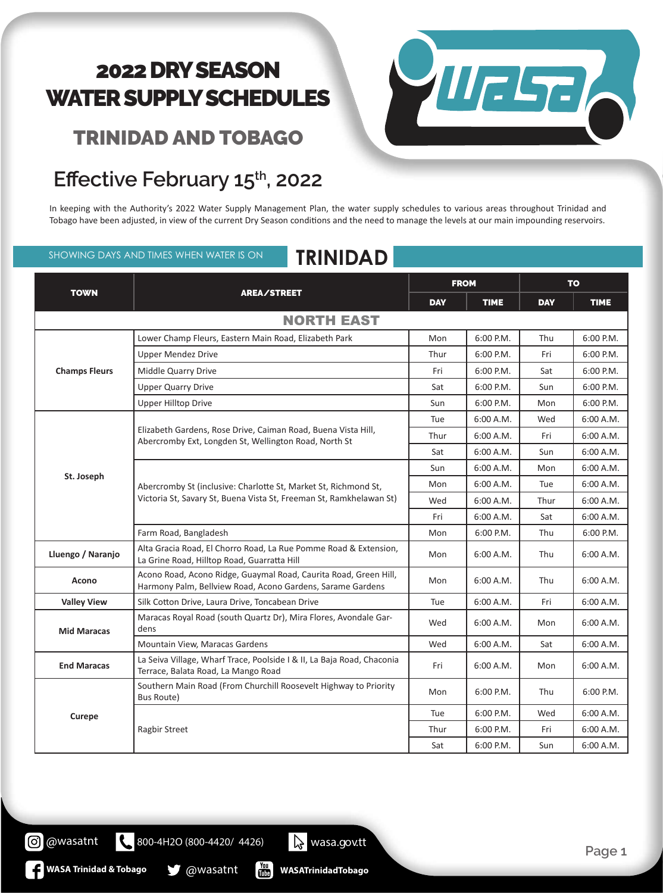# 2022 DRY SEASON WATER SUPPLY SCHEDULES

## TRINIDAD AND TOBAGO

## Effective February 15th, 2022

In keeping with the Authority's 2022 Water Supply Management Plan, the water supply schedules to various areas throughout Trinidad and Tobago have been adjusted, in view of the current Dry Season conditions and the need to manage the levels at our main impounding reservoirs.

SHOWING DAYS AND TIMES WHEN WATER IS ON

## TRINIDAD

| TOWN | AREA/STREET | FROM | | TO | |
|---|---|---|---|---|---|
| | | DAY | TIME | DAY | TIME |
| **NORTH EAST** | | | | | |
| **Champs Fleurs** | Lower Champ Fleurs, Eastern Main Road, Elizabeth Park | Mon | 6:00 P.M. | Thu | 6:00 P.M. |
| | Upper Mendez Drive | Thur | 6:00 P.M. | Fri | 6:00 P.M. |
| | Middle Quarry Drive | Fri | 6:00 P.M. | Sat | 6:00 P.M. |
| | Upper Quarry Drive | Sat | 6:00 P.M. | Sun | 6:00 P.M. |
| | Upper Hilltop Drive | Sun | 6:00 P.M. | Mon | 6:00 P.M. |
| **St. Joseph** | Elizabeth Gardens, Rose Drive, Caiman Road, Buena Vista Hill, Abercromby Ext, Longden St, Wellington Road, North St | Tue | 6:00 A.M. | Wed | 6:00 A.M. |
| | | Thur | 6:00 A.M. | Fri | 6:00 A.M. |
| | | Sat | 6:00 A.M. | Sun | 6:00 A.M. |
| | Abercromby St (inclusive: Charlotte St, Market St, Richmond St, Victoria St, Savary St, Buena Vista St, Freeman St, Ramkhelawan St) | Sun | 6:00 A.M. | Mon | 6:00 A.M. |
| | | Mon | 6:00 A.M. | Tue | 6:00 A.M. |
| | | Wed | 6:00 A.M. | Thur | 6:00 A.M. |
| | | Fri | 6:00 A.M. | Sat | 6:00 A.M. |
| | Farm Road, Bangladesh | Mon | 6:00 P.M. | Thu | 6:00 P.M. |
| **Lluengo / Naranjo** | Alta Gracia Road, El Chorro Road, La Rue Pomme Road & Extension, La Grine Road, Hilltop Road, Guarratta Hill | Mon | 6:00 A.M. | Thu | 6:00 A.M. |
| **Acono** | Acono Road, Acono Ridge, Guaymal Road, Caurita Road, Green Hill, Harmony Palm, Bellview Road, Acono Gardens, Sarame Gardens | Mon | 6:00 A.M. | Thu | 6:00 A.M. |
| **Valley View** | Silk Cotton Drive, Laura Drive, Toncabean Drive | Tue | 6:00 A.M. | Fri | 6:00 A.M. |
| **Mid Maracas** | Maracas Royal Road (south Quartz Dr), Mira Flores, Avondale Gardens | Wed | 6:00 A.M. | Mon | 6:00 A.M. |
| | Mountain View, Maracas Gardens | Wed | 6:00 A.M. | Sat | 6:00 A.M. |
| **End Maracas** | La Seiva Village, Wharf Trace, Poolside I & II, La Baja Road, Chaconia Terrace, Balata Road, La Mango Road | Fri | 6:00 A.M. | Mon | 6:00 A.M. |
| **Curepe** | Southern Main Road (From Churchill Roosevelt Highway to Priority Bus Route) | Mon | 6:00 P.M. | Thu | 6:00 P.M. |
| | Ragbir Street | Tue | 6:00 P.M. | Wed | 6:00 A.M. |
| | | Thur | 6:00 P.M. | Fri | 6:00 A.M. |
| | | Sat | 6:00 P.M. | Sun | 6:00 A.M. |

@wasatnt | 800-4H2O (800-4420/ 4426) | wasa.gov.tt
WASA Trinidad & Tobago | @wasatnt | WASATrinidadTobago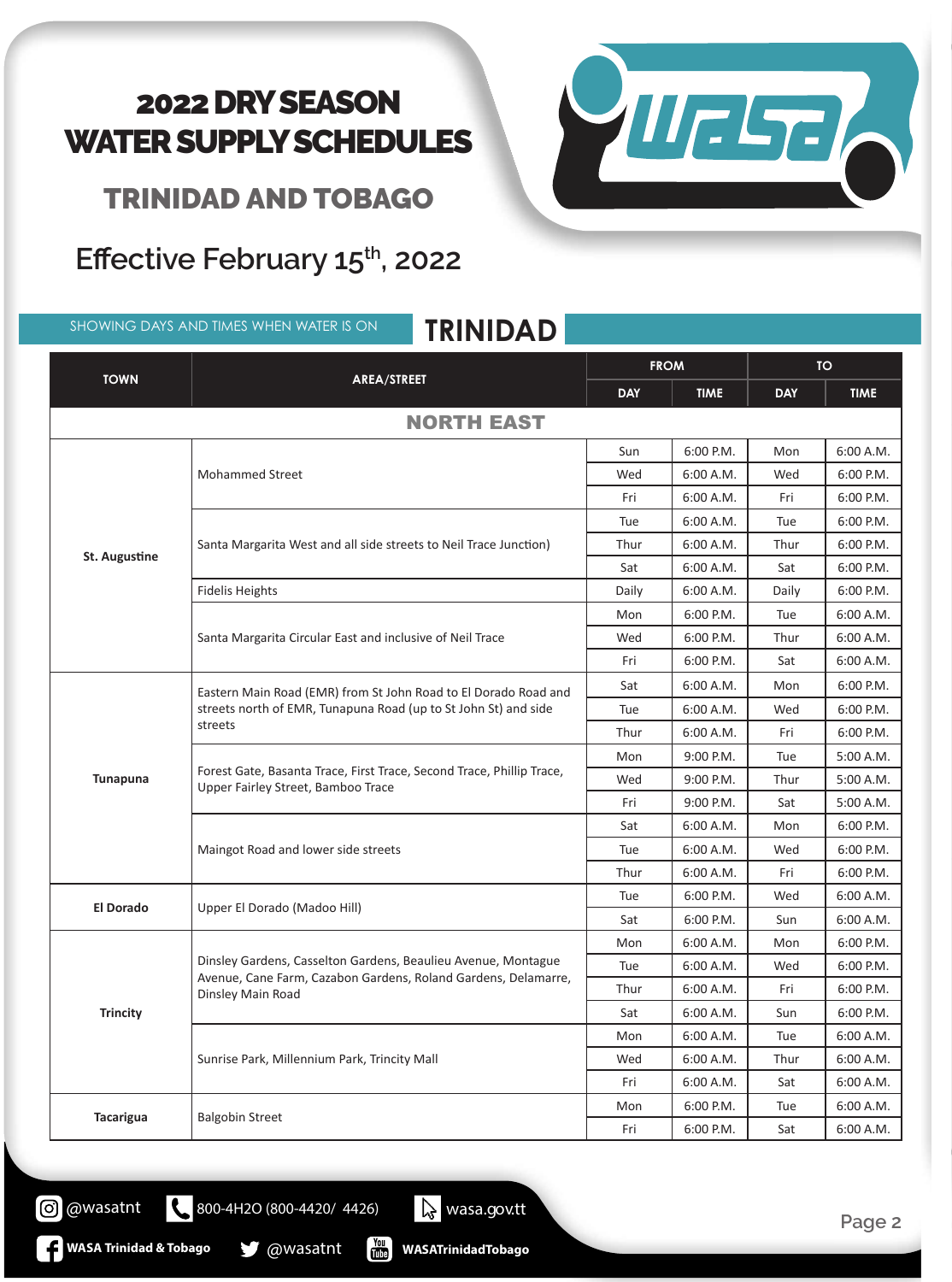# 2022 DRY SEASON WATER SUPPLY SCHEDULES

## TRINIDAD AND TOBAGO

### Effective February 15th, 2022

SHOWING DAYS AND TIMES WHEN WATER IS ON

## TRINIDAD

| TOWN | AREA/STREET | FROM | | TO | |
|---|---|---|---|---|---|
| | | DAY | TIME | DAY | TIME |
| **NORTH EAST** | | | | | |
| St. Augustine | Mohammed Street | Sun | 6:00 P.M. | Mon | 6:00 A.M. |
| | | Wed | 6:00 A.M. | Wed | 6:00 P.M. |
| | | Fri | 6:00 A.M. | Fri | 6:00 P.M. |
| | Santa Margarita West and all side streets to Neil Trace Junction) | Tue | 6:00 A.M. | Tue | 6:00 P.M. |
| | | Thur | 6:00 A.M. | Thur | 6:00 P.M. |
| | | Sat | 6:00 A.M. | Sat | 6:00 P.M. |
| | Fidelis Heights | Daily | 6:00 A.M. | Daily | 6:00 P.M. |
| | Santa Margarita Circular East and inclusive of Neil Trace | Mon | 6:00 P.M. | Tue | 6:00 A.M. |
| | | Wed | 6:00 P.M. | Thur | 6:00 A.M. |
| | | Fri | 6:00 P.M. | Sat | 6:00 A.M. |
| Tunapuna | Eastern Main Road (EMR) from St John Road to El Dorado Road and streets north of EMR, Tunapuna Road (up to St John St) and side streets | Sat | 6:00 A.M. | Mon | 6:00 P.M. |
| | | Tue | 6:00 A.M. | Wed | 6:00 P.M. |
| | | Thur | 6:00 A.M. | Fri | 6:00 P.M. |
| | Forest Gate, Basanta Trace, First Trace, Second Trace, Phillip Trace, Upper Fairley Street, Bamboo Trace | Mon | 9:00 P.M. | Tue | 5:00 A.M. |
| | | Wed | 9:00 P.M. | Thur | 5:00 A.M. |
| | | Fri | 9:00 P.M. | Sat | 5:00 A.M. |
| | Maingot Road and lower side streets | Sat | 6:00 A.M. | Mon | 6:00 P.M. |
| | | Tue | 6:00 A.M. | Wed | 6:00 P.M. |
| | | Thur | 6:00 A.M. | Fri | 6:00 P.M. |
| El Dorado | Upper El Dorado (Madoo Hill) | Tue | 6:00 P.M. | Wed | 6:00 A.M. |
| | | Sat | 6:00 P.M. | Sun | 6:00 A.M. |
| Trincity | Dinsley Gardens, Casselton Gardens, Beaulieu Avenue, Montague Avenue, Cane Farm, Cazabon Gardens, Roland Gardens, Delamarre, Dinsley Main Road | Mon | 6:00 A.M. | Mon | 6:00 P.M. |
| | | Tue | 6:00 A.M. | Wed | 6:00 P.M. |
| | | Thur | 6:00 A.M. | Fri | 6:00 P.M. |
| | | Sat | 6:00 A.M. | Sun | 6:00 P.M. |
| | Sunrise Park, Millennium Park, Trincity Mall | Mon | 6:00 A.M. | Tue | 6:00 A.M. |
| | | Wed | 6:00 A.M. | Thur | 6:00 A.M. |
| | | Fri | 6:00 A.M. | Sat | 6:00 A.M. |
| Tacarigua | Balgobin Street | Mon | 6:00 P.M. | Tue | 6:00 A.M. |
| | | Fri | 6:00 P.M. | Sat | 6:00 A.M. |

@wasatnt | 800-4H2O (800-4420/ 4426) | wasa.gov.tt

WASA Trinidad & Tobago | @wasatnt | WASATrinidadTobago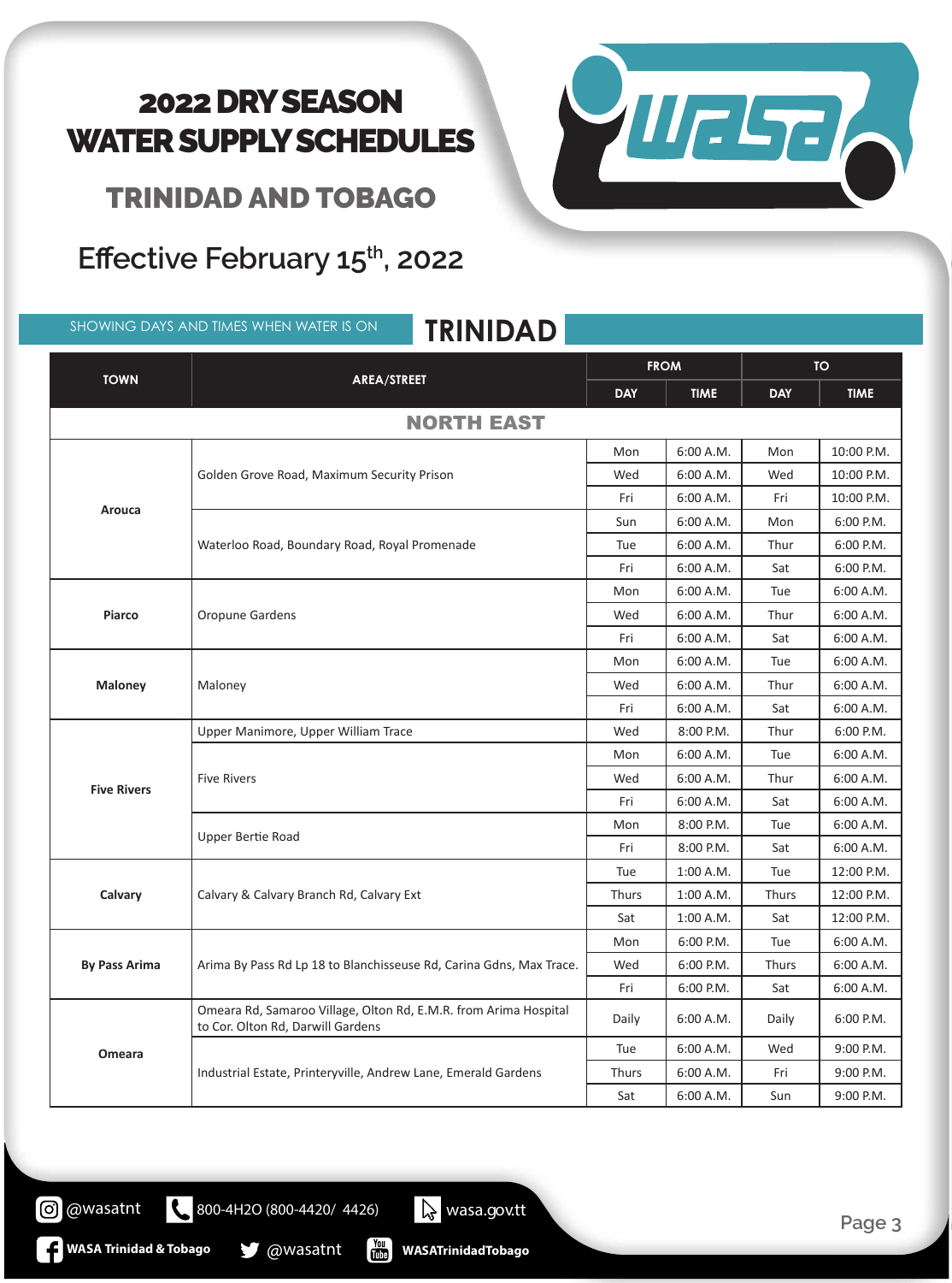# 2022 DRY SEASON WATER SUPPLY SCHEDULES

## TRINIDAD AND TOBAGO

## Effective February 15th, 2022

SHOWING DAYS AND TIMES WHEN WATER IS ON

## TRINIDAD

| TOWN | AREA/STREET | FROM | | TO | |
|---|---|---|---|---|---|
| | | DAY | TIME | DAY | TIME |
| **NORTH EAST** | | | | | |
| **Arouca** | Golden Grove Road, Maximum Security Prison | Mon | 6:00 A.M. | Mon | 10:00 P.M. |
| | | Wed | 6:00 A.M. | Wed | 10:00 P.M. |
| | | Fri | 6:00 A.M. | Fri | 10:00 P.M. |
| | Waterloo Road, Boundary Road, Royal Promenade | Sun | 6:00 A.M. | Mon | 6:00 P.M. |
| | | Tue | 6:00 A.M. | Thur | 6:00 P.M. |
| | | Fri | 6:00 A.M. | Sat | 6:00 P.M. |
| **Piarco** | Oropune Gardens | Mon | 6:00 A.M. | Tue | 6:00 A.M. |
| | | Wed | 6:00 A.M. | Thur | 6:00 A.M. |
| | | Fri | 6:00 A.M. | Sat | 6:00 A.M. |
| **Maloney** | Maloney | Mon | 6:00 A.M. | Tue | 6:00 A.M. |
| | | Wed | 6:00 A.M. | Thur | 6:00 A.M. |
| | | Fri | 6:00 A.M. | Sat | 6:00 A.M. |
| **Five Rivers** | Upper Manimore, Upper William Trace | Wed | 8:00 P.M. | Thur | 6:00 P.M. |
| | Five Rivers | Mon | 6:00 A.M. | Tue | 6:00 A.M. |
| | | Wed | 6:00 A.M. | Thur | 6:00 A.M. |
| | | Fri | 6:00 A.M. | Sat | 6:00 A.M. |
| | Upper Bertie Road | Mon | 8:00 P.M. | Tue | 6:00 A.M. |
| | | Fri | 8:00 P.M. | Sat | 6:00 A.M. |
| **Calvary** | Calvary & Calvary Branch Rd, Calvary Ext | Tue | 1:00 A.M. | Tue | 12:00 P.M. |
| | | Thurs | 1:00 A.M. | Thurs | 12:00 P.M. |
| | | Sat | 1:00 A.M. | Sat | 12:00 P.M. |
| **By Pass Arima** | Arima By Pass Rd Lp 18 to Blanchisseuse Rd, Carina Gdns, Max Trace. | Mon | 6:00 P.M. | Tue | 6:00 A.M. |
| | | Wed | 6:00 P.M. | Thurs | 6:00 A.M. |
| | | Fri | 6:00 P.M. | Sat | 6:00 A.M. |
| **Omeara** | Omeara Rd, Samaroo Village, Olton Rd, E.M.R. from Arima Hospital to Cor. Olton Rd, Darwill Gardens | Daily | 6:00 A.M. | Daily | 6:00 P.M. |
| | Industrial Estate, Printeryville, Andrew Lane, Emerald Gardens | Tue | 6:00 A.M. | Wed | 9:00 P.M. |
| | | Thurs | 6:00 A.M. | Fri | 9:00 P.M. |
| | | Sat | 6:00 A.M. | Sun | 9:00 P.M. |

@wasatnt | 800-4H2O (800-4420/ 4426) | wasa.gov.tt

WASA Trinidad & Tobago | @wasatnt | WASATrinidadTobago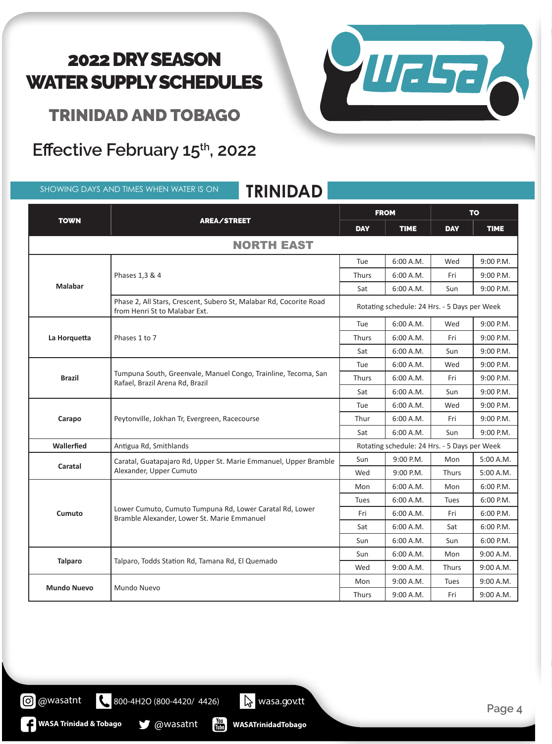# 2022 DRY SEASON WATER SUPPLY SCHEDULES

## TRINIDAD AND TOBAGO

## Effective February 15th, 2022

SHOWING DAYS AND TIMES WHEN WATER IS ON

## TRINIDAD

| TOWN | AREA/STREET | FROM | | TO | |
|---|---|---|---|---|---|
| | | DAY | TIME | DAY | TIME |
| **NORTH EAST** | | | | | |
| Malabar | Phases 1,3 & 4 | Tue | 6:00 A.M. | Wed | 9:00 P.M. |
| | | Thurs | 6:00 A.M. | Fri | 9:00 P.M. |
| | | Sat | 6:00 A.M. | Sun | 9:00 P.M. |
| | Phase 2, All Stars, Crescent, Subero St, Malabar Rd, Cocorite Road from Henri St to Malabar Ext. | Rotating schedule: 24 Hrs. - 5 Days per Week | | | |
| La Horquetta | Phases 1 to 7 | Tue | 6:00 A.M. | Wed | 9:00 P.M. |
| | | Thurs | 6:00 A.M. | Fri | 9:00 P.M. |
| | | Sat | 6:00 A.M. | Sun | 9:00 P.M. |
| Brazil | Tumpuna South, Greenvale, Manuel Congo, Trainline, Tecoma, San Rafael, Brazil Arena Rd, Brazil | Tue | 6:00 A.M. | Wed | 9:00 P.M. |
| | | Thurs | 6:00 A.M. | Fri | 9:00 P.M. |
| | | Sat | 6:00 A.M. | Sun | 9:00 P.M. |
| Carapo | Peytonville, Jokhan Tr, Evergreen, Racecourse | Tue | 6:00 A.M. | Wed | 9:00 P.M. |
| | | Thur | 6:00 A.M. | Fri | 9:00 P.M. |
| | | Sat | 6:00 A.M. | Sun | 9:00 P.M. |
| Wallerfied | Antigua Rd, Smithlands | Rotating schedule: 24 Hrs. - 5 Days per Week | | | |
| Caratal | Caratal, Guatapajaro Rd, Upper St. Marie Emmanuel, Upper Bramble Alexander, Upper Cumuto | Sun | 9:00 P.M. | Mon | 5:00 A.M. |
| | | Wed | 9:00 P.M. | Thurs | 5:00 A.M. |
| Cumuto | Lower Cumuto, Cumuto Tumpuna Rd, Lower Caratal Rd, Lower Bramble Alexander, Lower St. Marie Emmanuel | Mon | 6:00 A.M. | Mon | 6:00 P.M. |
| | | Tues | 6:00 A.M. | Tues | 6:00 P.M. |
| | | Fri | 6:00 A.M. | Fri | 6:00 P.M. |
| | | Sat | 6:00 A.M. | Sat | 6:00 P.M. |
| | | Sun | 6:00 A.M. | Sun | 6:00 P.M. |
| Talparo | Talparo, Todds Station Rd, Tamana Rd, El Quemado | Sun | 6:00 A.M. | Mon | 9:00 A.M. |
| | | Wed | 9:00 A.M. | Thurs | 9:00 A.M. |
| Mundo Nuevo | Mundo Nuevo | Mon | 9:00 A.M. | Tues | 9:00 A.M. |
| | | Thurs | 9:00 A.M. | Fri | 9:00 A.M. |

@wasatnt | 800-4H2O (800-4420/ 4426) | wasa.gov.tt

WASA Trinidad & Tobago | @wasatnt | WASATrinidadTobago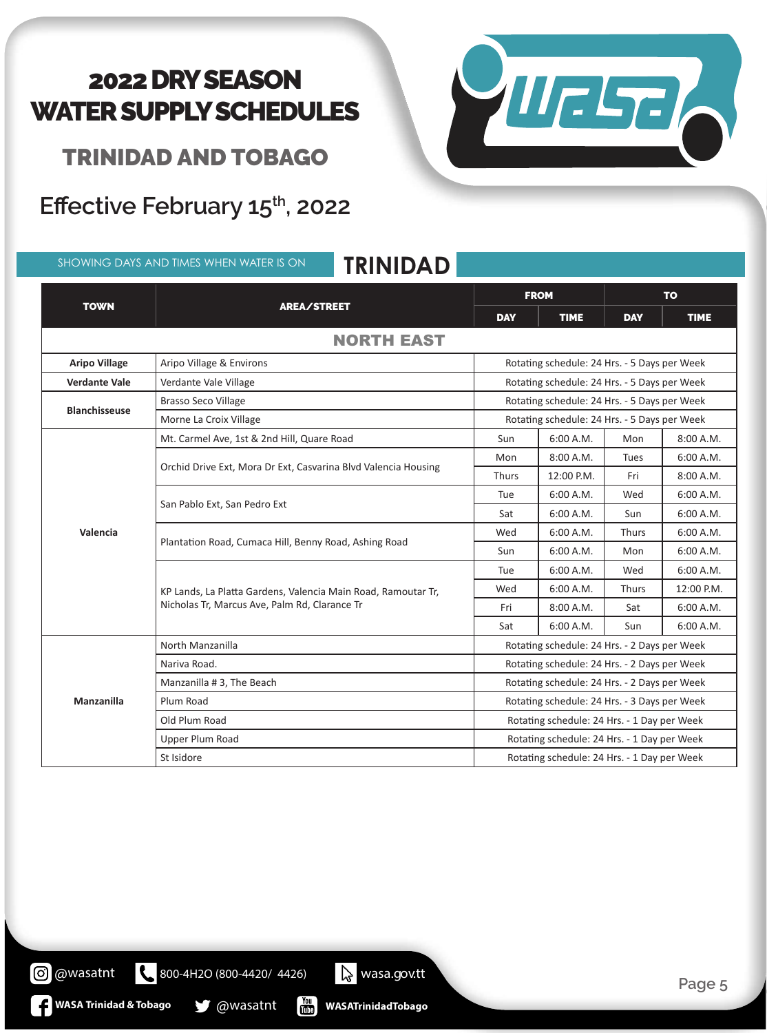# 2022 DRY SEASON WATER SUPPLY SCHEDULES

## TRINIDAD AND TOBAGO

## Effective February 15th, 2022

SHOWING DAYS AND TIMES WHEN WATER IS ON

## TRINIDAD

| TOWN | AREA/STREET | FROM | | TO | |
|---|---|---|---|---|---|
| | | DAY | TIME | DAY | TIME |
| **NORTH EAST** | | | | | |
| **Aripo Village** | Aripo Village & Environs | Rotating schedule: 24 Hrs. - 5 Days per Week | | | |
| **Verdante Vale** | Verdante Vale Village | Rotating schedule: 24 Hrs. - 5 Days per Week | | | |
| **Blanchisseuse** | Brasso Seco Village | Rotating schedule: 24 Hrs. - 5 Days per Week | | | |
| | Morne La Croix Village | Rotating schedule: 24 Hrs. - 5 Days per Week | | | |
| **Valencia** | Mt. Carmel Ave, 1st & 2nd Hill, Quare Road | Sun | 6:00 A.M. | Mon | 8:00 A.M. |
| | Orchid Drive Ext, Mora Dr Ext, Casvarina Blvd Valencia Housing | Mon | 8:00 A.M. | Tues | 6:00 A.M. |
| | | Thurs | 12:00 P.M. | Fri | 8:00 A.M. |
| | San Pablo Ext, San Pedro Ext | Tue | 6:00 A.M. | Wed | 6:00 A.M. |
| | | Sat | 6:00 A.M. | Sun | 6:00 A.M. |
| | Plantation Road, Cumaca Hill, Benny Road, Ashing Road | Wed | 6:00 A.M. | Thurs | 6:00 A.M. |
| | | Sun | 6:00 A.M. | Mon | 6:00 A.M. |
| | KP Lands, La Platta Gardens, Valencia Main Road, Ramoutar Tr, Nicholas Tr, Marcus Ave, Palm Rd, Clarance Tr | Tue | 6:00 A.M. | Wed | 6:00 A.M. |
| | | Wed | 6:00 A.M. | Thurs | 12:00 P.M. |
| | | Fri | 8:00 A.M. | Sat | 6:00 A.M. |
| | | Sat | 6:00 A.M. | Sun | 6:00 A.M. |
| **Manzanilla** | North Manzanilla | Rotating schedule: 24 Hrs. - 2 Days per Week | | | |
| | Nariva Road. | Rotating schedule: 24 Hrs. - 2 Days per Week | | | |
| | Manzanilla # 3, The Beach | Rotating schedule: 24 Hrs. - 2 Days per Week | | | |
| | Plum Road | Rotating schedule: 24 Hrs. - 3 Days per Week | | | |
| | Old Plum Road | Rotating schedule: 24 Hrs. - 1 Day per Week | | | |
| | Upper Plum Road | Rotating schedule: 24 Hrs. - 1 Day per Week | | | |
| | St Isidore | Rotating schedule: 24 Hrs. - 1 Day per Week | | | |

@wasatnt 800-4H2O (800-4420/ 4426) wasa.gov.tt

WASA Trinidad & Tobago @wasatnt WASATrinidadTobago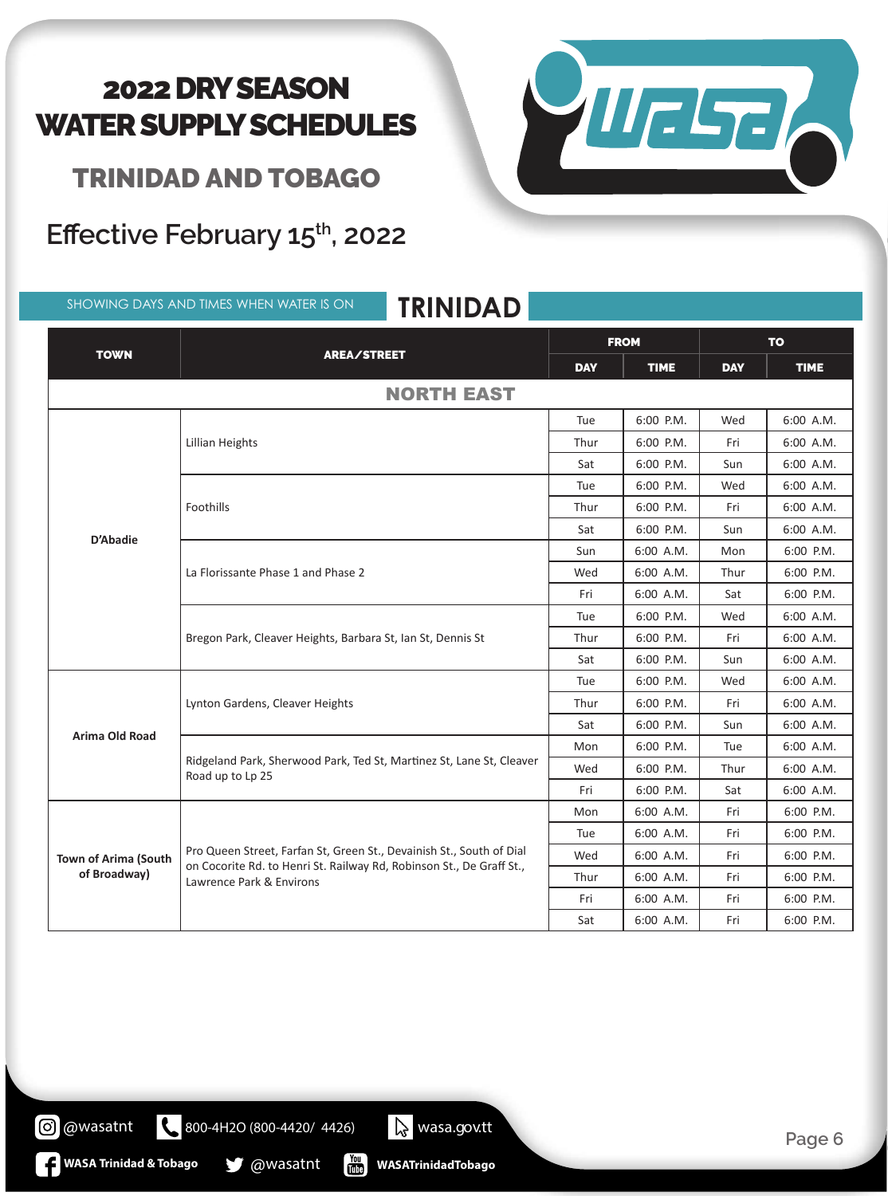# 2022 DRY SEASON WATER SUPPLY SCHEDULES

## TRINIDAD AND TOBAGO

## Effective February 15th, 2022

SHOWING DAYS AND TIMES WHEN WATER IS ON

## TRINIDAD

| TOWN | AREA/STREET | FROM | | TO | |
|---|---|---|---|---|---|
| | | DAY | TIME | DAY | TIME |
| **NORTH EAST** | | | | | |
| **D'Abadie** | Lillian Heights | Tue | 6:00 P.M. | Wed | 6:00 A.M. |
| | | Thur | 6:00 P.M. | Fri | 6:00 A.M. |
| | | Sat | 6:00 P.M. | Sun | 6:00 A.M. |
| | Foothills | Tue | 6:00 P.M. | Wed | 6:00 A.M. |
| | | Thur | 6:00 P.M. | Fri | 6:00 A.M. |
| | | Sat | 6:00 P.M. | Sun | 6:00 A.M. |
| | La Florissante Phase 1 and Phase 2 | Sun | 6:00 A.M. | Mon | 6:00 P.M. |
| | | Wed | 6:00 A.M. | Thur | 6:00 P.M. |
| | | Fri | 6:00 A.M. | Sat | 6:00 P.M. |
| | Bregon Park, Cleaver Heights, Barbara St, Ian St, Dennis St | Tue | 6:00 P.M. | Wed | 6:00 A.M. |
| | | Thur | 6:00 P.M. | Fri | 6:00 A.M. |
| | | Sat | 6:00 P.M. | Sun | 6:00 A.M. |
| **Arima Old Road** | Lynton Gardens, Cleaver Heights | Tue | 6:00 P.M. | Wed | 6:00 A.M. |
| | | Thur | 6:00 P.M. | Fri | 6:00 A.M. |
| | | Sat | 6:00 P.M. | Sun | 6:00 A.M. |
| | Ridgeland Park, Sherwood Park, Ted St, Martinez St, Lane St, Cleaver Road up to Lp 25 | Mon | 6:00 P.M. | Tue | 6:00 A.M. |
| | | Wed | 6:00 P.M. | Thur | 6:00 A.M. |
| | | Fri | 6:00 P.M. | Sat | 6:00 A.M. |
| **Town of Arima (South of Broadway)** | Pro Queen Street, Farfan St, Green St., Devainish St., South of Dial on Cocorite Rd. to Henri St. Railway Rd, Robinson St., De Graff St., Lawrence Park & Environs | Mon | 6:00 A.M. | Fri | 6:00 P.M. |
| | | Tue | 6:00 A.M. | Fri | 6:00 P.M. |
| | | Wed | 6:00 A.M. | Fri | 6:00 P.M. |
| | | Thur | 6:00 A.M. | Fri | 6:00 P.M. |
| | | Fri | 6:00 A.M. | Fri | 6:00 P.M. |
| | | Sat | 6:00 A.M. | Fri | 6:00 P.M. |

@wasatnt | 800-4H2O (800-4420/ 4426) | wasa.gov.tt

WASA Trinidad & Tobago | @wasatnt | WASATrinidadTobago